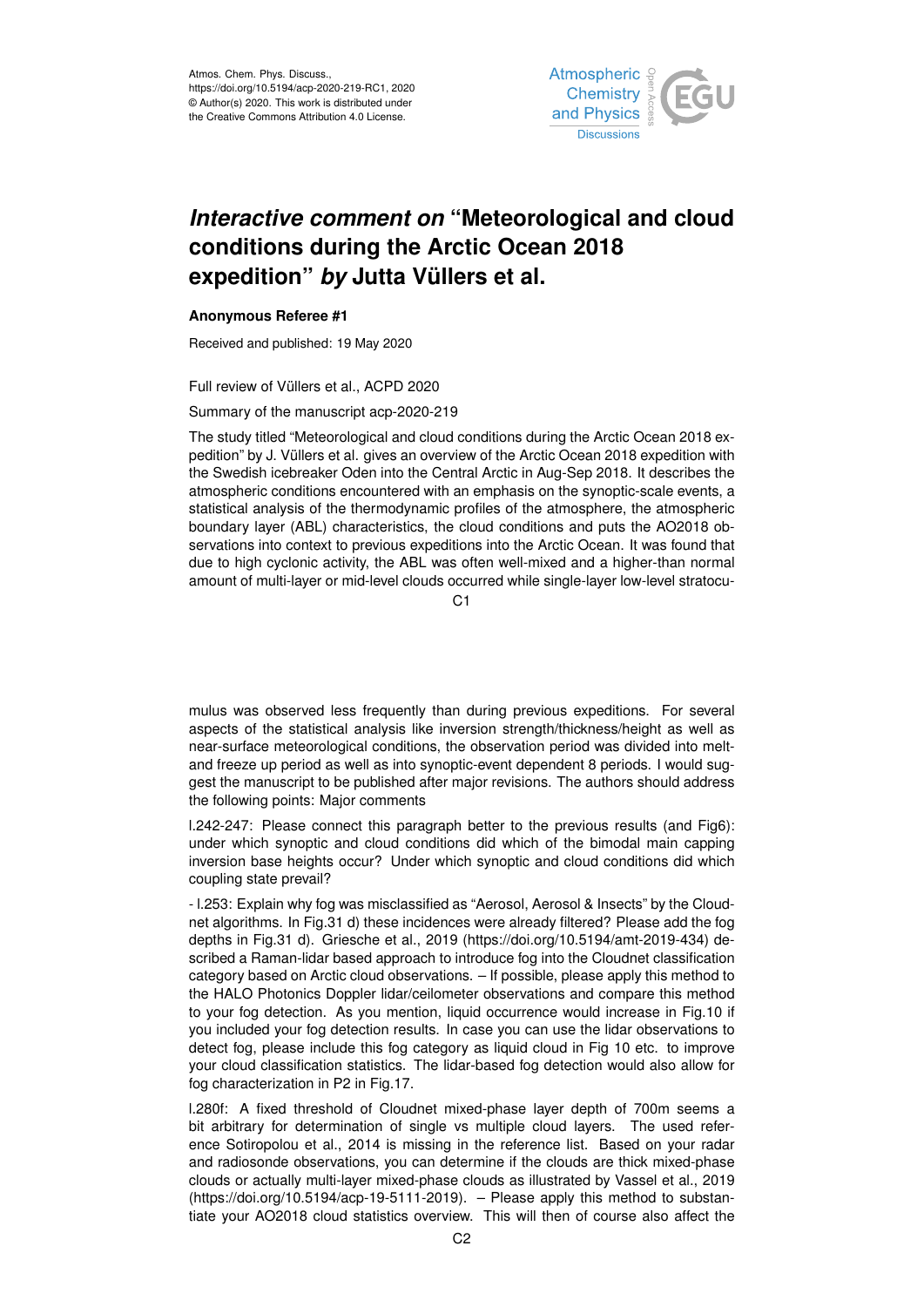*Interactive comment on* **"Meteorological and cloud conditions during the Arctic Ocean 2018 expedition"** *by* **Jutta Vüllers et al.**

**Anonymous Referee #1**

Received and published: 19 May 2020

Full review of Vüllers et al., ACPD 2020

Summary of the manuscript acp-2020-219

The study titled "Meteorological and cloud conditions during the Arctic Ocean 2018 expedition" by J. Vüllers et al. gives an overview of the Arctic Ocean 2018 expedition with the Swedish icebreaker Oden into the Central Arctic in Aug-Sep 2018. It describes the atmospheric conditions encountered with an emphasis on the synoptic-scale events, a statistical analysis of the thermodynamic profiles of the atmosphere, the atmospheric boundary layer (ABL) characteristics, the cloud conditions and puts the AO2018 observations into context to previous expeditions into the Arctic Ocean. It was found that due to high cyclonic activity, the ABL was often well-mixed and a higher-than normal amount of multi-layer or mid-level clouds occurred while single-layer low-level stratocumulus was observed less frequently than during previous expeditions. For several aspects of the statistical analysis like inversion strength/thickness/height as well as near-surface meteorological conditions, the observation period was divided into melt- and freeze up period as well as into synoptic-event dependent 8 periods. I would suggest the manuscript to be published after major revisions. The authors should address the following points: Major comments

l.242-247: Please connect this paragraph better to the previous results (and Fig6): under which synoptic and cloud conditions did which of the bimodal main capping inversion base heights occur? Under which synoptic and cloud conditions did which coupling state prevail?

- l.253: Explain why fog was misclassified as "Aerosol, Aerosol & Insects" by the Cloudnet algorithms. In Fig.31 d) these incidences were already filtered? Please add the fog depths in Fig.31 d). Griesche et al., 2019 (https://doi.org/10.5194/amt-2019-434) described a Raman-lidar based approach to introduce fog into the Cloudnet classification category based on Arctic cloud observations. – If possible, please apply this method to the HALO Photonics Doppler lidar/ceilometer observations and compare this method to your fog detection. As you mention, liquid occurrence would increase in Fig.10 if you included your fog detection results. In case you can use the lidar observations to detect fog, please include this fog category as liquid cloud in Fig 10 etc. to improve your cloud classification statistics. The lidar-based fog detection would also allow for fog characterization in P2 in Fig.17.

l.280f: A fixed threshold of Cloudnet mixed-phase layer depth of 700m seems a bit arbitrary for determination of single vs multiple cloud layers. The used reference Sotiropolou et al., 2014 is missing in the reference list. Based on your radar and radiosonde observations, you can determine if the clouds are thick mixed-phase clouds or actually multi-layer mixed-phase clouds as illustrated by Vassel et al., 2019 (https://doi.org/10.5194/acp-19-5111-2019). – Please apply this method to substantiate your AO2018 cloud statistics overview. This will then of course also affect the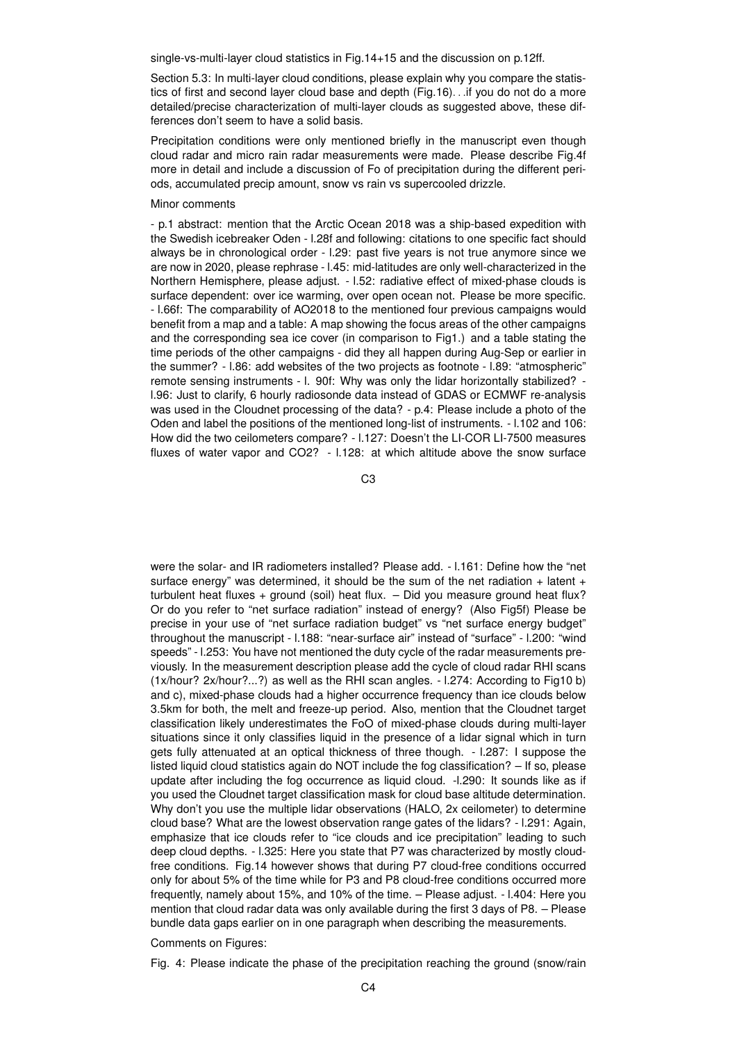single-vs-multi-layer cloud statistics in Fig.14+15 and the discussion on p.12ff.

Section 5.3: In multi-layer cloud conditions, please explain why you compare the statistics of first and second layer cloud base and depth (Fig.16)…if you do not do a more detailed/precise characterization of multi-layer clouds as suggested above, these differences don't seem to have a solid basis.

Precipitation conditions were only mentioned briefly in the manuscript even though cloud radar and micro rain radar measurements were made. Please describe Fig.4f more in detail and include a discussion of Fo of precipitation during the different periods, accumulated precip amount, snow vs rain vs supercooled drizzle.

Minor comments

- p.1 abstract: mention that the Arctic Ocean 2018 was a ship-based expedition with the Swedish icebreaker Oden - l.28f and following: citations to one specific fact should always be in chronological order - l.29: past five years is not true anymore since we are now in 2020, please rephrase - l.45: mid-latitudes are only well-characterized in the Northern Hemisphere, please adjust. - l.52: radiative effect of mixed-phase clouds is surface dependent: over ice warming, over open ocean not. Please be more specific. - l.66f: The comparability of AO2018 to the mentioned four previous campaigns would benefit from a map and a table: A map showing the focus areas of the other campaigns and the corresponding sea ice cover (in comparison to Fig1.) and a table stating the time periods of the other campaigns - did they all happen during Aug-Sep or earlier in the summer? - l.86: add websites of the two projects as footnote - l.89: "atmospheric" remote sensing instruments - l. 90f: Why was only the lidar horizontally stabilized? - l.96: Just to clarify, 6 hourly radiosonde data instead of GDAS or ECMWF re-analysis was used in the Cloudnet processing of the data? - p.4: Please include a photo of the Oden and label the positions of the mentioned long-list of instruments. - l.102 and 106: How did the two ceilometers compare? - l.127: Doesn't the LI-COR LI-7500 measures fluxes of water vapor and $CO_2$? - l.128: at which altitude above the snow surface were the solar- and IR radiometers installed? Please add. - l.161: Define how the "net surface energy" was determined, it should be the sum of the net radiation + latent + turbulent heat fluxes + ground (soil) heat flux. – Did you measure ground heat flux? Or do you refer to "net surface radiation" instead of energy? (Also Fig5f) Please be precise in your use of "net surface radiation budget" vs "net surface energy budget" throughout the manuscript - l.188: "near-surface air" instead of "surface" - l.200: "wind speeds" - l.253: You have not mentioned the duty cycle of the radar measurements previously. In the measurement description please add the cycle of cloud radar RHI scans (1x/hour? 2x/hour?...?) as well as the RHI scan angles. - l.274: According to Fig10 b) and c), mixed-phase clouds had a higher occurrence frequency than ice clouds below 3.5km for both, the melt and freeze-up period. Also, mention that the Cloudnet target classification likely underestimates the FoO of mixed-phase clouds during multi-layer situations since it only classifies liquid in the presence of a lidar signal which in turn gets fully attenuated at an optical thickness of three though. - l.287: I suppose the listed liquid cloud statistics again do NOT include the fog classification? – If so, please update after including the fog occurrence as liquid cloud. -l.290: It sounds like as if you used the Cloudnet target classification mask for cloud base altitude determination. Why don't you use the multiple lidar observations (HALO, 2x ceilometer) to determine cloud base? What are the lowest observation range gates of the lidars? - l.291: Again, emphasize that ice clouds refer to "ice clouds and ice precipitation" leading to such deep cloud depths. - l.325: Here you state that P7 was characterized by mostly cloud-free conditions. Fig.14 however shows that during P7 cloud-free conditions occurred only for about 5% of the time while for P3 and P8 cloud-free conditions occurred more frequently, namely about 15%, and 10% of the time. – Please adjust. - l.404: Here you mention that cloud radar data was only available during the first 3 days of P8. – Please bundle data gaps earlier on in one paragraph when describing the measurements.

Comments on Figures:

Fig. 4: Please indicate the phase of the precipitation reaching the ground (snow/rain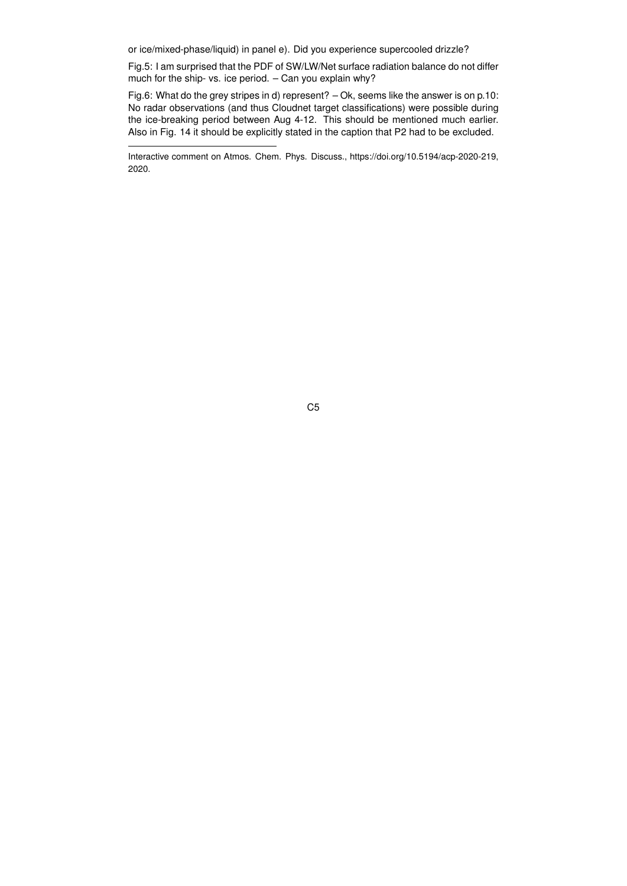or ice/mixed-phase/liquid) in panel e). Did you experience supercooled drizzle?

Fig.5: I am surprised that the PDF of SW/LW/Net surface radiation balance do not differ much for the ship- vs. ice period. – Can you explain why?

Fig.6: What do the grey stripes in d) represent? – Ok, seems like the answer is on p.10: No radar observations (and thus Cloudnet target classifications) were possible during the ice-breaking period between Aug 4-12. This should be mentioned much earlier. Also in Fig. 14 it should be explicitly stated in the caption that P2 had to be excluded.

---

Interactive comment on Atmos. Chem. Phys. Discuss., https://doi.org/10.5194/acp-2020-219, 2020.